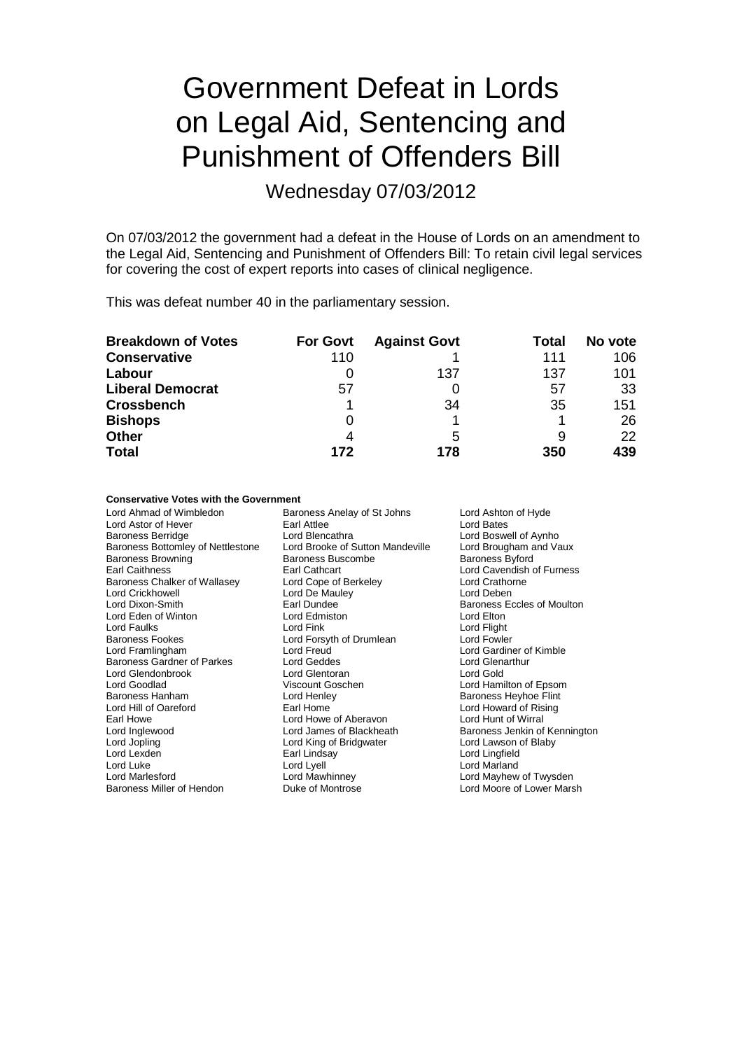# Government Defeat in Lords on Legal Aid, Sentencing and Punishment of Offenders Bill

## Wednesday 07/03/2012

On 07/03/2012 the government had a defeat in the House of Lords on an amendment to the Legal Aid, Sentencing and Punishment of Offenders Bill: To retain civil legal services for covering the cost of expert reports into cases of clinical negligence.

This was defeat number 40 in the parliamentary session.

| **Breakdown of Votes** | **For Govt** | **Against Govt** | **Total** | **No vote** |
| --- | --- | --- | --- | --- |
| **Conservative** | 110 | 1 | 111 | 106 |
| **Labour** | 0 | 137 | 137 | 101 |
| **Liberal Democrat** | 57 | 0 | 57 | 33 |
| **Crossbench** | 1 | 34 | 35 | 151 |
| **Bishops** | 0 | 1 | 1 | 26 |
| **Other** | 4 | 5 | 9 | 22 |
| **Total** | **172** | **178** | **350** | **439** |

**Conservative Votes with the Government**

| | | |
| --- | --- | --- |
| Lord Ahmad of Wimbledon | Baroness Anelay of St Johns | Lord Ashton of Hyde |
| Lord Astor of Hever | Earl Attlee | Lord Bates |
| Baroness Berridge | Lord Blencathra | Lord Boswell of Aynho |
| Baroness Bottomley of Nettlestone | Lord Brooke of Sutton Mandeville | Lord Brougham and Vaux |
| Baroness Browning | Baroness Buscombe | Baroness Byford |
| Earl Caithness | Earl Cathcart | Lord Cavendish of Furness |
| Baroness Chalker of Wallasey | Lord Cope of Berkeley | Lord Crathorne |
| Lord Crickhowell | Lord De Mauley | Lord Deben |
| Lord Dixon-Smith | Earl Dundee | Baroness Eccles of Moulton |
| Lord Eden of Winton | Lord Edmiston | Lord Elton |
| Lord Faulks | Lord Fink | Lord Flight |
| Baroness Fookes | Lord Forsyth of Drumlean | Lord Fowler |
| Lord Framlingham | Lord Freud | Lord Gardiner of Kimble |
| Baroness Gardner of Parkes | Lord Geddes | Lord Glenarthur |
| Lord Glendonbrook | Lord Glentoran | Lord Gold |
| Lord Goodlad | Viscount Goschen | Lord Hamilton of Epsom |
| Baroness Hanham | Lord Henley | Baroness Heyhoe Flint |
| Lord Hill of Oareford | Earl Home | Lord Howard of Rising |
| Earl Howe | Lord Howe of Aberavon | Lord Hunt of Wirral |
| Lord Inglewood | Lord James of Blackheath | Baroness Jenkin of Kennington |
| Lord Jopling | Lord King of Bridgwater | Lord Lawson of Blaby |
| Lord Lexden | Earl Lindsay | Lord Lingfield |
| Lord Luke | Lord Lyell | Lord Marland |
| Lord Marlesford | Lord Mawhinney | Lord Mayhew of Twysden |
| Baroness Miller of Hendon | Duke of Montrose | Lord Moore of Lower Marsh |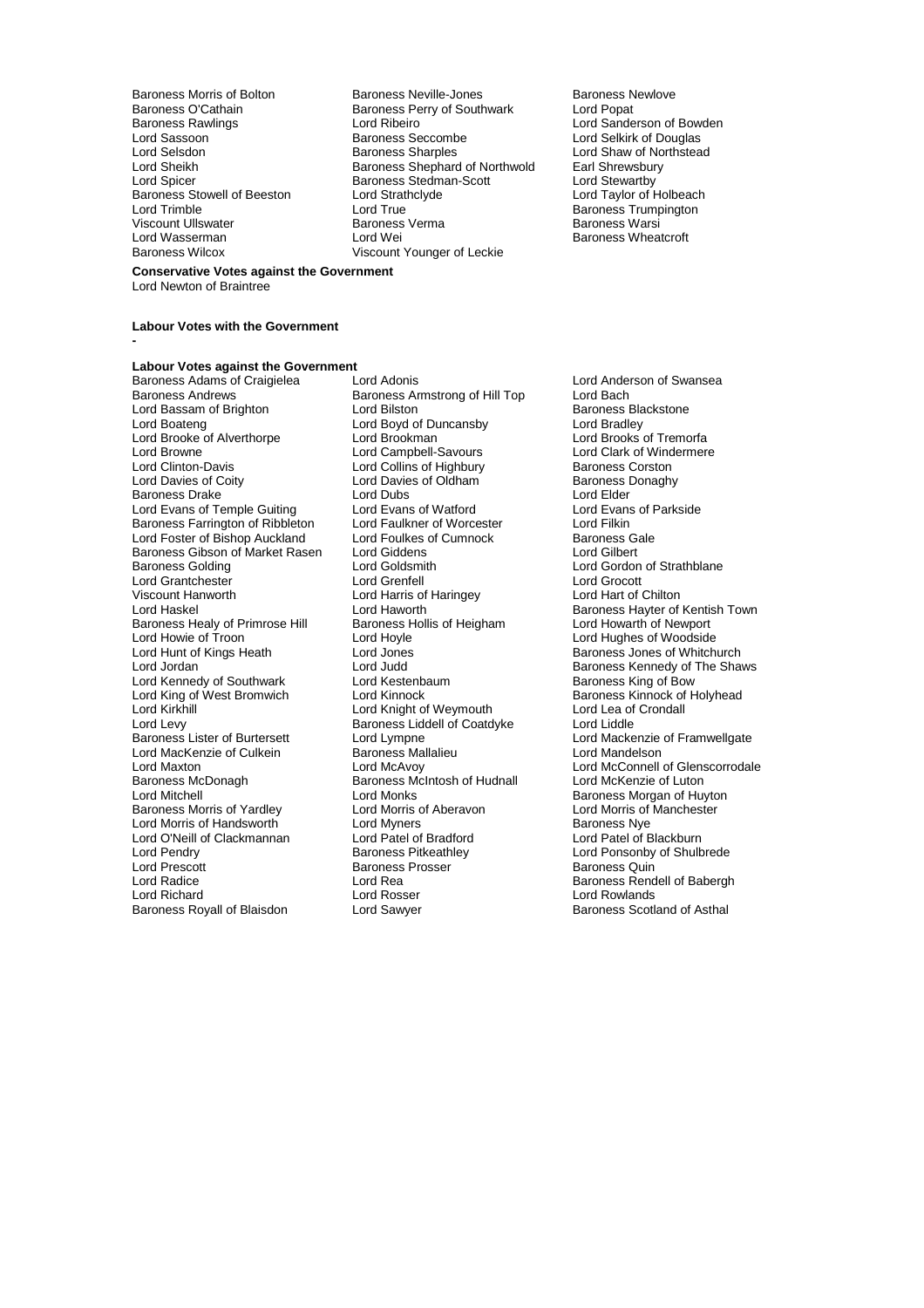Baroness Morris of Bolton
Baroness Neville-Jones
Baroness Newlove
Baroness O'Cathain
Baroness Perry of Southwark
Lord Popat
Baroness Rawlings
Lord Ribeiro
Lord Sanderson of Bowden
Lord Sassoon
Baroness Seccombe
Lord Selkirk of Douglas
Lord Selsdon
Baroness Sharples
Lord Shaw of Northstead
Lord Sheikh
Baroness Shephard of Northwold
Earl Shrewsbury
Lord Spicer
Baroness Stedman-Scott
Lord Stewartby
Baroness Stowell of Beeston
Lord Strathclyde
Lord Taylor of Holbeach
Lord Trimble
Lord True
Baroness Trumpington
Viscount Ullswater
Baroness Verma
Baroness Warsi
Lord Wasserman
Lord Wei
Baroness Wheatcroft
Baroness Wilcox
Viscount Younger of Leckie

**Conservative Votes against the Government**

Lord Newton of Braintree

**Labour Votes with the Government**

-

**Labour Votes against the Government**

Baroness Adams of Craigielea
Lord Adonis
Lord Anderson of Swansea
Baroness Andrews
Baroness Armstrong of Hill Top
Lord Bach
Lord Bassam of Brighton
Lord Bilston
Baroness Blackstone
Lord Boateng
Lord Boyd of Duncansby
Lord Bradley
Lord Brooke of Alverthorpe
Lord Brookman
Lord Brooks of Tremorfa
Lord Browne
Lord Campbell-Savours
Lord Clark of Windermere
Lord Clinton-Davis
Lord Collins of Highbury
Baroness Corston
Lord Davies of Coity
Lord Davies of Oldham
Baroness Donaghy
Baroness Drake
Lord Dubs
Lord Elder
Lord Evans of Temple Guiting
Lord Evans of Watford
Lord Evans of Parkside
Baroness Farrington of Ribbleton
Lord Faulkner of Worcester
Lord Filkin
Lord Foster of Bishop Auckland
Lord Foulkes of Cumnock
Baroness Gale
Baroness Gibson of Market Rasen
Lord Giddens
Lord Gilbert
Baroness Golding
Lord Goldsmith
Lord Gordon of Strathblane
Lord Grantchester
Lord Grenfell
Lord Grocott
Viscount Hanworth
Lord Harris of Haringey
Lord Hart of Chilton
Lord Haskel
Lord Haworth
Baroness Hayter of Kentish Town
Baroness Healy of Primrose Hill
Baroness Hollis of Heigham
Lord Howarth of Newport
Lord Howie of Troon
Lord Hoyle
Lord Hughes of Woodside
Lord Hunt of Kings Heath
Lord Jones
Baroness Jones of Whitchurch
Lord Jordan
Lord Judd
Baroness Kennedy of The Shaws
Lord Kennedy of Southwark
Lord Kestenbaum
Baroness King of Bow
Lord King of West Bromwich
Lord Kinnock
Baroness Kinnock of Holyhead
Lord Kirkhill
Lord Knight of Weymouth
Lord Lea of Crondall
Lord Levy
Baroness Liddell of Coatdyke
Lord Liddle
Baroness Lister of Burtersett
Lord Lympne
Lord Mackenzie of Framwellgate
Lord MacKenzie of Culkein
Baroness Mallalieu
Lord Mandelson
Lord Maxton
Lord McAvoy
Lord McConnell of Glenscorrodale
Baroness McDonagh
Baroness McIntosh of Hudnall
Lord McKenzie of Luton
Lord Mitchell
Lord Monks
Baroness Morgan of Huyton
Baroness Morris of Yardley
Lord Morris of Aberavon
Lord Morris of Manchester
Lord Morris of Handsworth
Lord Myners
Baroness Nye
Lord O'Neill of Clackmannan
Lord Patel of Bradford
Lord Patel of Blackburn
Lord Pendry
Baroness Pitkeathley
Lord Ponsonby of Shulbrede
Lord Prescott
Baroness Prosser
Baroness Quin
Lord Radice
Lord Rea
Baroness Rendell of Babergh
Lord Richard
Lord Rosser
Lord Rowlands
Baroness Royall of Blaisdon
Lord Sawyer
Baroness Scotland of Asthal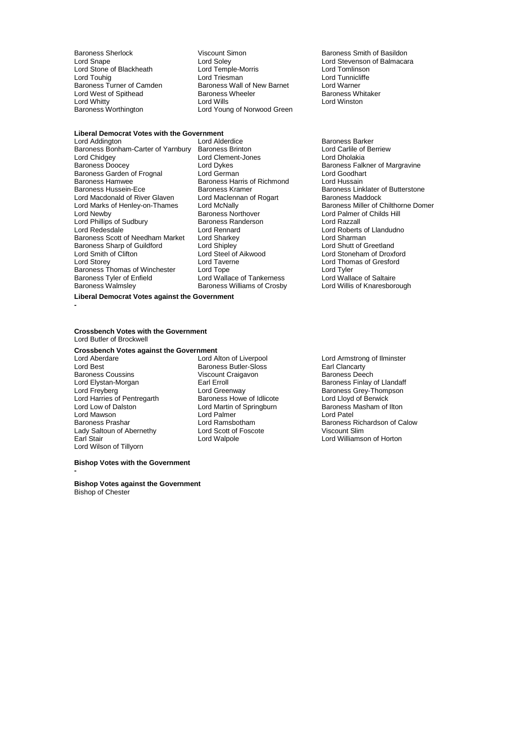Baroness Sherlock
Viscount Simon
Baroness Smith of Basildon
Lord Snape
Lord Soley
Lord Stevenson of Balmacara
Lord Stone of Blackheath
Lord Temple-Morris
Lord Tomlinson
Lord Touhig
Lord Triesman
Lord Tunnicliffe
Baroness Turner of Camden
Baroness Wall of New Barnet
Lord Warner
Lord West of Spithead
Baroness Wheeler
Baroness Whitaker
Lord Whitty
Lord Wills
Lord Winston
Baroness Worthington
Lord Young of Norwood Green

**Liberal Democrat Votes with the Government**

Lord Addington
Lord Alderdice
Baroness Barker
Baroness Bonham-Carter of Yarnbury
Baroness Brinton
Lord Carlile of Berriew
Lord Chidgey
Lord Clement-Jones
Lord Dholakia
Baroness Doocey
Lord Dykes
Baroness Falkner of Margravine
Baroness Garden of Frognal
Lord German
Lord Goodhart
Baroness Hamwee
Baroness Harris of Richmond
Lord Hussain
Baroness Hussein-Ece
Baroness Kramer
Baroness Linklater of Butterstone
Lord Macdonald of River Glaven
Lord Maclennan of Rogart
Baroness Maddock
Lord Marks of Henley-on-Thames
Lord McNally
Baroness Miller of Chilthorne Domer
Lord Newby
Baroness Northover
Lord Palmer of Childs Hill
Lord Phillips of Sudbury
Baroness Randerson
Lord Razzall
Lord Redesdale
Lord Rennard
Lord Roberts of Llandudno
Baroness Scott of Needham Market
Lord Sharkey
Lord Sharman
Baroness Sharp of Guildford
Lord Shipley
Lord Shutt of Greetland
Lord Smith of Clifton
Lord Steel of Aikwood
Lord Stoneham of Droxford
Lord Storey
Lord Taverne
Lord Thomas of Gresford
Baroness Thomas of Winchester
Lord Tope
Lord Tyler
Baroness Tyler of Enfield
Lord Wallace of Tankerness
Lord Wallace of Saltaire
Baroness Walmsley
Baroness Williams of Crosby
Lord Willis of Knaresborough

**Liberal Democrat Votes against the Government**

-

**Crossbench Votes with the Government**

Lord Butler of Brockwell

**Crossbench Votes against the Government**

Lord Aberdare
Lord Alton of Liverpool
Lord Armstrong of Ilminster
Lord Best
Baroness Butler-Sloss
Earl Clancarty
Baroness Coussins
Viscount Craigavon
Baroness Deech
Lord Elystan-Morgan
Earl Erroll
Baroness Finlay of Llandaff
Lord Freyberg
Lord Greenway
Baroness Grey-Thompson
Lord Harries of Pentregarth
Baroness Howe of Idlicote
Lord Lloyd of Berwick
Lord Low of Dalston
Lord Martin of Springburn
Baroness Masham of Ilton
Lord Mawson
Lord Palmer
Lord Patel
Baroness Prashar
Lord Ramsbotham
Baroness Richardson of Calow
Lady Saltoun of Abernethy
Lord Scott of Foscote
Viscount Slim
Earl Stair
Lord Walpole
Lord Williamson of Horton
Lord Wilson of Tillyorn

**Bishop Votes with the Government**

-

**Bishop Votes against the Government**

Bishop of Chester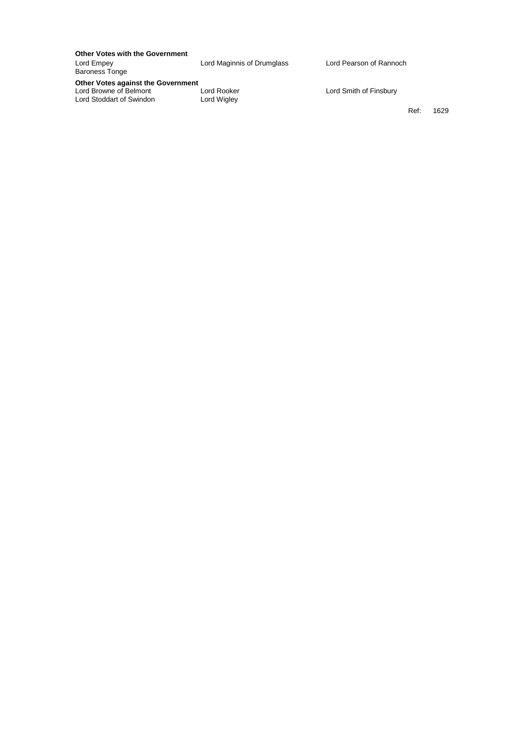**Other Votes with the Government**

Lord Empey
Lord Maginnis of Drumglass
Lord Pearson of Rannoch
Baroness Tonge

**Other Votes against the Government**

Lord Browne of Belmont
Lord Rooker
Lord Smith of Finsbury
Lord Stoddart of Swindon
Lord Wigley

Ref: 1629